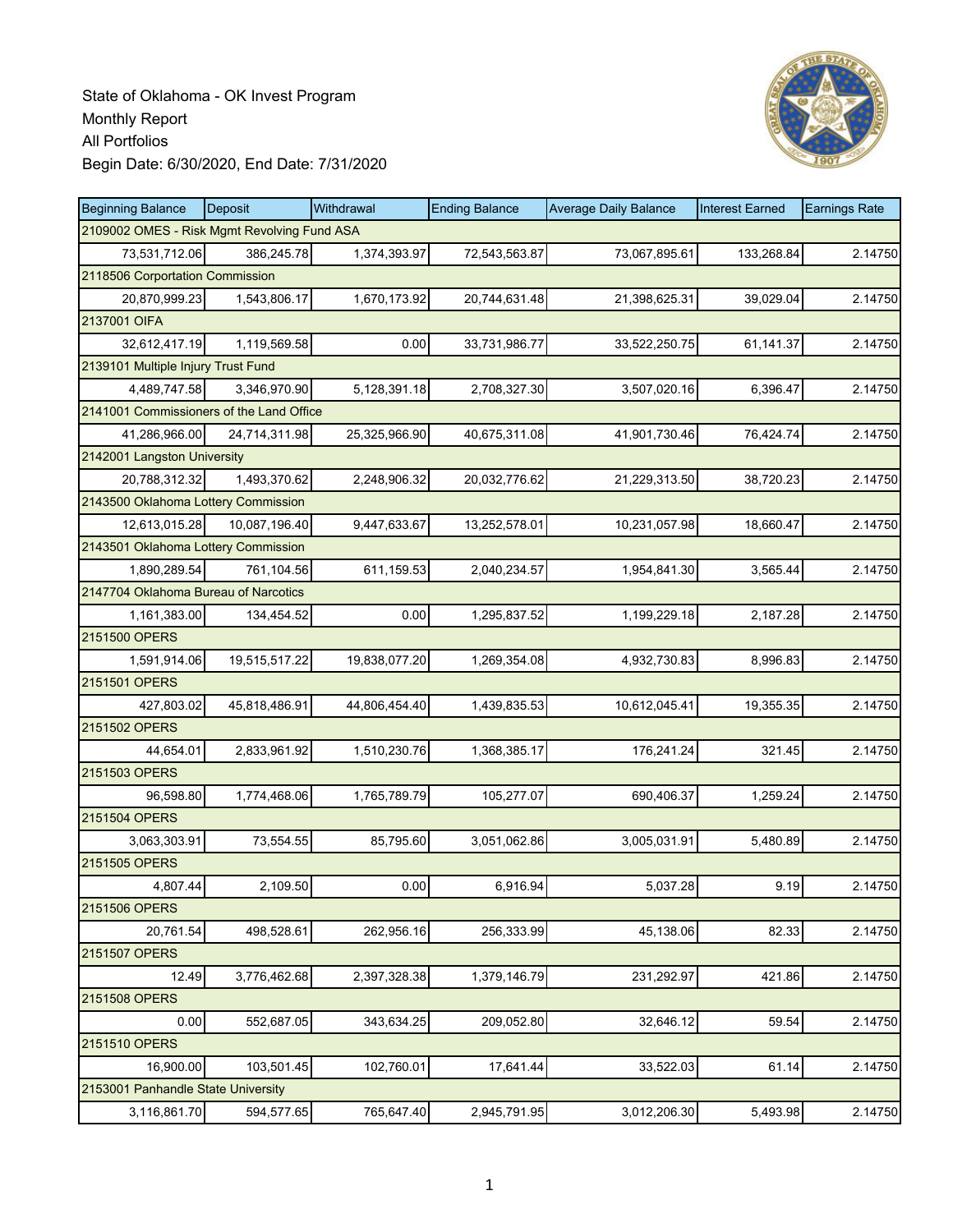State of Oklahoma - OK Invest Program
Monthly Report
All Portfolios
Begin Date: 6/30/2020, End Date: 7/31/2020

| Beginning Balance | Deposit | Withdrawal | Ending Balance | Average Daily Balance | Interest Earned | Earnings Rate |
|---|---|---|---|---|---|---|
| 2109002 OMES - Risk Mgmt Revolving Fund ASA | | | | | | |
| 73,531,712.06 | 386,245.78 | 1,374,393.97 | 72,543,563.87 | 73,067,895.61 | 133,268.84 | 2.14750 |
| 2118506 Corportation Commission | | | | | | |
| 20,870,999.23 | 1,543,806.17 | 1,670,173.92 | 20,744,631.48 | 21,398,625.31 | 39,029.04 | 2.14750 |
| 2137001 OIFA | | | | | | |
| 32,612,417.19 | 1,119,569.58 | 0.00 | 33,731,986.77 | 33,522,250.75 | 61,141.37 | 2.14750 |
| 2139101 Multiple Injury Trust Fund | | | | | | |
| 4,489,747.58 | 3,346,970.90 | 5,128,391.18 | 2,708,327.30 | 3,507,020.16 | 6,396.47 | 2.14750 |
| 2141001 Commissioners of the Land Office | | | | | | |
| 41,286,966.00 | 24,714,311.98 | 25,325,966.90 | 40,675,311.08 | 41,901,730.46 | 76,424.74 | 2.14750 |
| 2142001 Langston University | | | | | | |
| 20,788,312.32 | 1,493,370.62 | 2,248,906.32 | 20,032,776.62 | 21,229,313.50 | 38,720.23 | 2.14750 |
| 2143500 Oklahoma Lottery Commission | | | | | | |
| 12,613,015.28 | 10,087,196.40 | 9,447,633.67 | 13,252,578.01 | 10,231,057.98 | 18,660.47 | 2.14750 |
| 2143501 Oklahoma Lottery Commission | | | | | | |
| 1,890,289.54 | 761,104.56 | 611,159.53 | 2,040,234.57 | 1,954,841.30 | 3,565.44 | 2.14750 |
| 2147704 Oklahoma Bureau of Narcotics | | | | | | |
| 1,161,383.00 | 134,454.52 | 0.00 | 1,295,837.52 | 1,199,229.18 | 2,187.28 | 2.14750 |
| 2151500 OPERS | | | | | | |
| 1,591,914.06 | 19,515,517.22 | 19,838,077.20 | 1,269,354.08 | 4,932,730.83 | 8,996.83 | 2.14750 |
| 2151501 OPERS | | | | | | |
| 427,803.02 | 45,818,486.91 | 44,806,454.40 | 1,439,835.53 | 10,612,045.41 | 19,355.35 | 2.14750 |
| 2151502 OPERS | | | | | | |
| 44,654.01 | 2,833,961.92 | 1,510,230.76 | 1,368,385.17 | 176,241.24 | 321.45 | 2.14750 |
| 2151503 OPERS | | | | | | |
| 96,598.80 | 1,774,468.06 | 1,765,789.79 | 105,277.07 | 690,406.37 | 1,259.24 | 2.14750 |
| 2151504 OPERS | | | | | | |
| 3,063,303.91 | 73,554.55 | 85,795.60 | 3,051,062.86 | 3,005,031.91 | 5,480.89 | 2.14750 |
| 2151505 OPERS | | | | | | |
| 4,807.44 | 2,109.50 | 0.00 | 6,916.94 | 5,037.28 | 9.19 | 2.14750 |
| 2151506 OPERS | | | | | | |
| 20,761.54 | 498,528.61 | 262,956.16 | 256,333.99 | 45,138.06 | 82.33 | 2.14750 |
| 2151507 OPERS | | | | | | |
| 12.49 | 3,776,462.68 | 2,397,328.38 | 1,379,146.79 | 231,292.97 | 421.86 | 2.14750 |
| 2151508 OPERS | | | | | | |
| 0.00 | 552,687.05 | 343,634.25 | 209,052.80 | 32,646.12 | 59.54 | 2.14750 |
| 2151510 OPERS | | | | | | |
| 16,900.00 | 103,501.45 | 102,760.01 | 17,641.44 | 33,522.03 | 61.14 | 2.14750 |
| 2153001 Panhandle State University | | | | | | |
| 3,116,861.70 | 594,577.65 | 765,647.40 | 2,945,791.95 | 3,012,206.30 | 5,493.98 | 2.14750 |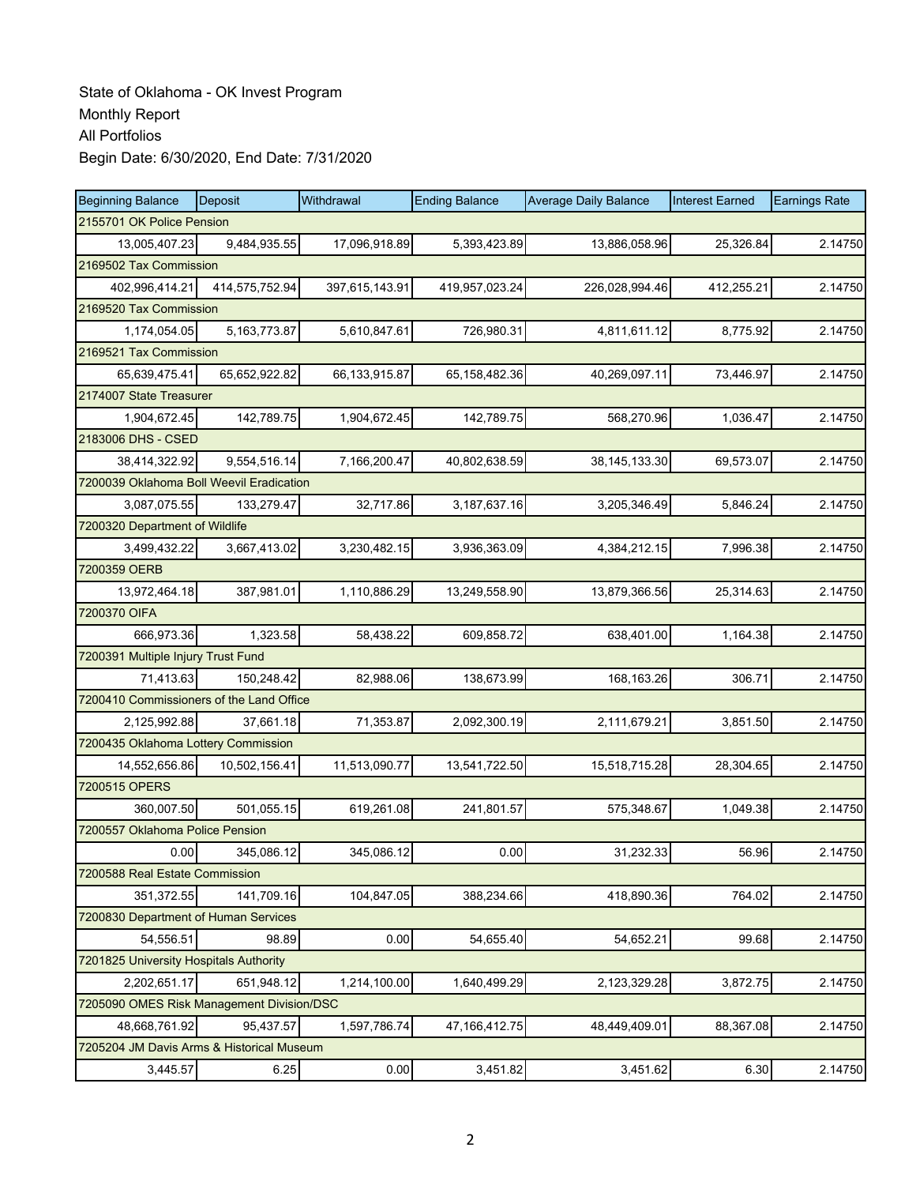State of Oklahoma - OK Invest Program
Monthly Report
All Portfolios
Begin Date: 6/30/2020, End Date: 7/31/2020

| Beginning Balance | Deposit | Withdrawal | Ending Balance | Average Daily Balance | Interest Earned | Earnings Rate |
|---|---|---|---|---|---|---|
| 2155701 OK Police Pension | | | | | | |
| 13,005,407.23 | 9,484,935.55 | 17,096,918.89 | 5,393,423.89 | 13,886,058.96 | 25,326.84 | 2.14750 |
| 2169502 Tax Commission | | | | | | |
| 402,996,414.21 | 414,575,752.94 | 397,615,143.91 | 419,957,023.24 | 226,028,994.46 | 412,255.21 | 2.14750 |
| 2169520 Tax Commission | | | | | | |
| 1,174,054.05 | 5,163,773.87 | 5,610,847.61 | 726,980.31 | 4,811,611.12 | 8,775.92 | 2.14750 |
| 2169521 Tax Commission | | | | | | |
| 65,639,475.41 | 65,652,922.82 | 66,133,915.87 | 65,158,482.36 | 40,269,097.11 | 73,446.97 | 2.14750 |
| 2174007 State Treasurer | | | | | | |
| 1,904,672.45 | 142,789.75 | 1,904,672.45 | 142,789.75 | 568,270.96 | 1,036.47 | 2.14750 |
| 2183006 DHS - CSED | | | | | | |
| 38,414,322.92 | 9,554,516.14 | 7,166,200.47 | 40,802,638.59 | 38,145,133.30 | 69,573.07 | 2.14750 |
| 7200039 Oklahoma Boll Weevil Eradication | | | | | | |
| 3,087,075.55 | 133,279.47 | 32,717.86 | 3,187,637.16 | 3,205,346.49 | 5,846.24 | 2.14750 |
| 7200320 Department of Wildlife | | | | | | |
| 3,499,432.22 | 3,667,413.02 | 3,230,482.15 | 3,936,363.09 | 4,384,212.15 | 7,996.38 | 2.14750 |
| 7200359 OERB | | | | | | |
| 13,972,464.18 | 387,981.01 | 1,110,886.29 | 13,249,558.90 | 13,879,366.56 | 25,314.63 | 2.14750 |
| 7200370 OIFA | | | | | | |
| 666,973.36 | 1,323.58 | 58,438.22 | 609,858.72 | 638,401.00 | 1,164.38 | 2.14750 |
| 7200391 Multiple Injury Trust Fund | | | | | | |
| 71,413.63 | 150,248.42 | 82,988.06 | 138,673.99 | 168,163.26 | 306.71 | 2.14750 |
| 7200410 Commissioners of the Land Office | | | | | | |
| 2,125,992.88 | 37,661.18 | 71,353.87 | 2,092,300.19 | 2,111,679.21 | 3,851.50 | 2.14750 |
| 7200435 Oklahoma Lottery Commission | | | | | | |
| 14,552,656.86 | 10,502,156.41 | 11,513,090.77 | 13,541,722.50 | 15,518,715.28 | 28,304.65 | 2.14750 |
| 7200515 OPERS | | | | | | |
| 360,007.50 | 501,055.15 | 619,261.08 | 241,801.57 | 575,348.67 | 1,049.38 | 2.14750 |
| 7200557 Oklahoma Police Pension | | | | | | |
| 0.00 | 345,086.12 | 345,086.12 | 0.00 | 31,232.33 | 56.96 | 2.14750 |
| 7200588 Real Estate Commission | | | | | | |
| 351,372.55 | 141,709.16 | 104,847.05 | 388,234.66 | 418,890.36 | 764.02 | 2.14750 |
| 7200830 Department of Human Services | | | | | | |
| 54,556.51 | 98.89 | 0.00 | 54,655.40 | 54,652.21 | 99.68 | 2.14750 |
| 7201825 University Hospitals Authority | | | | | | |
| 2,202,651.17 | 651,948.12 | 1,214,100.00 | 1,640,499.29 | 2,123,329.28 | 3,872.75 | 2.14750 |
| 7205090 OMES Risk Management Division/DSC | | | | | | |
| 48,668,761.92 | 95,437.57 | 1,597,786.74 | 47,166,412.75 | 48,449,409.01 | 88,367.08 | 2.14750 |
| 7205204 JM Davis Arms & Historical Museum | | | | | | |
| 3,445.57 | 6.25 | 0.00 | 3,451.82 | 3,451.62 | 6.30 | 2.14750 |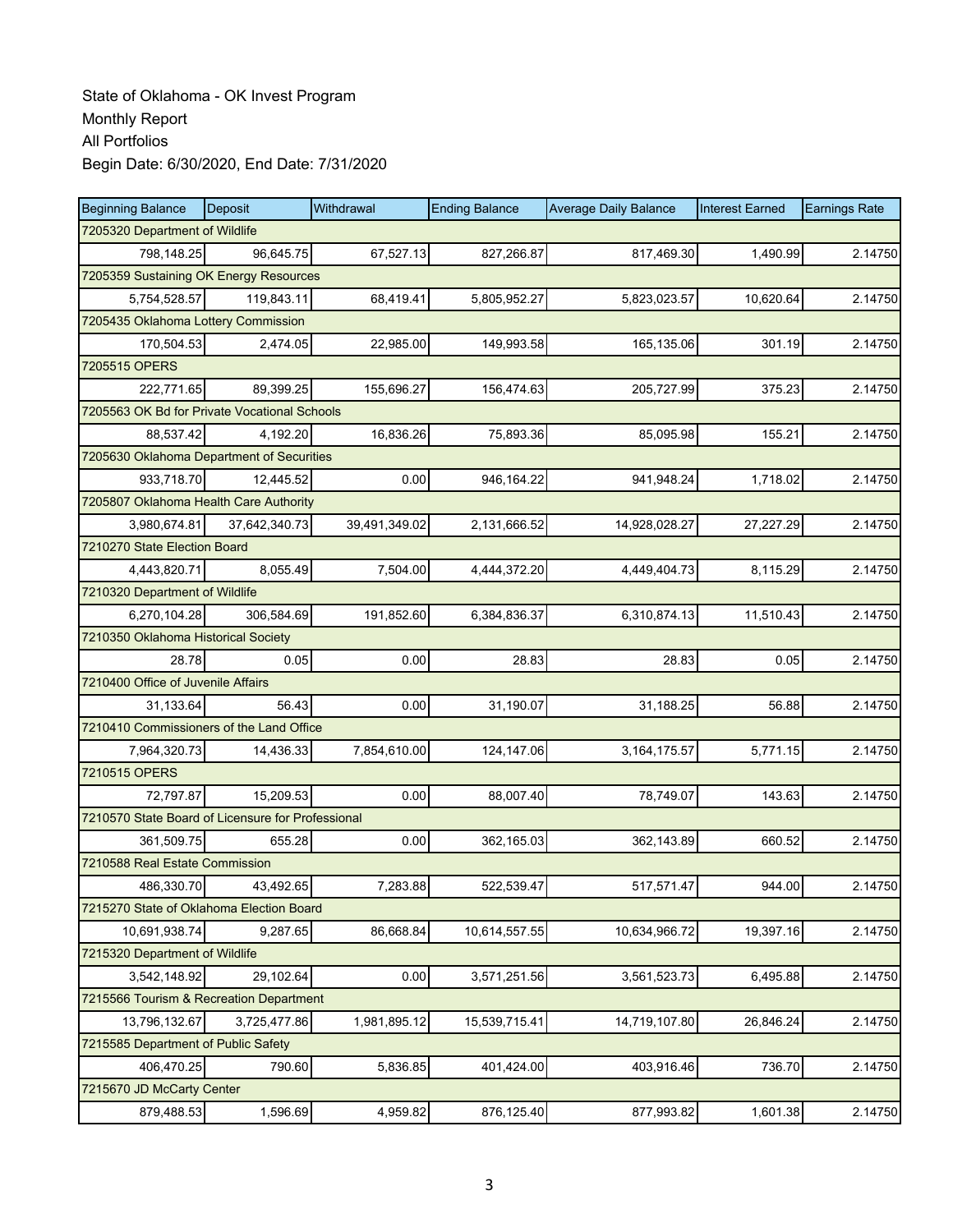State of Oklahoma - OK Invest Program
Monthly Report
All Portfolios
Begin Date: 6/30/2020, End Date: 7/31/2020

| Beginning Balance | Deposit | Withdrawal | Ending Balance | Average Daily Balance | Interest Earned | Earnings Rate |
|---|---|---|---|---|---|---|
| 7205320 Department of Wildlife | | | | | | |
| 798,148.25 | 96,645.75 | 67,527.13 | 827,266.87 | 817,469.30 | 1,490.99 | 2.14750 |
| 7205359 Sustaining OK Energy Resources | | | | | | |
| 5,754,528.57 | 119,843.11 | 68,419.41 | 5,805,952.27 | 5,823,023.57 | 10,620.64 | 2.14750 |
| 7205435 Oklahoma Lottery Commission | | | | | | |
| 170,504.53 | 2,474.05 | 22,985.00 | 149,993.58 | 165,135.06 | 301.19 | 2.14750 |
| 7205515 OPERS | | | | | | |
| 222,771.65 | 89,399.25 | 155,696.27 | 156,474.63 | 205,727.99 | 375.23 | 2.14750 |
| 7205563 OK Bd for Private Vocational Schools | | | | | | |
| 88,537.42 | 4,192.20 | 16,836.26 | 75,893.36 | 85,095.98 | 155.21 | 2.14750 |
| 7205630 Oklahoma Department of Securities | | | | | | |
| 933,718.70 | 12,445.52 | 0.00 | 946,164.22 | 941,948.24 | 1,718.02 | 2.14750 |
| 7205807 Oklahoma Health Care Authority | | | | | | |
| 3,980,674.81 | 37,642,340.73 | 39,491,349.02 | 2,131,666.52 | 14,928,028.27 | 27,227.29 | 2.14750 |
| 7210270 State Election Board | | | | | | |
| 4,443,820.71 | 8,055.49 | 7,504.00 | 4,444,372.20 | 4,449,404.73 | 8,115.29 | 2.14750 |
| 7210320 Department of Wildlife | | | | | | |
| 6,270,104.28 | 306,584.69 | 191,852.60 | 6,384,836.37 | 6,310,874.13 | 11,510.43 | 2.14750 |
| 7210350 Oklahoma Historical Society | | | | | | |
| 28.78 | 0.05 | 0.00 | 28.83 | 28.83 | 0.05 | 2.14750 |
| 7210400 Office of Juvenile Affairs | | | | | | |
| 31,133.64 | 56.43 | 0.00 | 31,190.07 | 31,188.25 | 56.88 | 2.14750 |
| 7210410 Commissioners of the Land Office | | | | | | |
| 7,964,320.73 | 14,436.33 | 7,854,610.00 | 124,147.06 | 3,164,175.57 | 5,771.15 | 2.14750 |
| 7210515 OPERS | | | | | | |
| 72,797.87 | 15,209.53 | 0.00 | 88,007.40 | 78,749.07 | 143.63 | 2.14750 |
| 7210570 State Board of Licensure for Professional | | | | | | |
| 361,509.75 | 655.28 | 0.00 | 362,165.03 | 362,143.89 | 660.52 | 2.14750 |
| 7210588 Real Estate Commission | | | | | | |
| 486,330.70 | 43,492.65 | 7,283.88 | 522,539.47 | 517,571.47 | 944.00 | 2.14750 |
| 7215270 State of Oklahoma Election Board | | | | | | |
| 10,691,938.74 | 9,287.65 | 86,668.84 | 10,614,557.55 | 10,634,966.72 | 19,397.16 | 2.14750 |
| 7215320 Department of Wildlife | | | | | | |
| 3,542,148.92 | 29,102.64 | 0.00 | 3,571,251.56 | 3,561,523.73 | 6,495.88 | 2.14750 |
| 7215566 Tourism & Recreation Department | | | | | | |
| 13,796,132.67 | 3,725,477.86 | 1,981,895.12 | 15,539,715.41 | 14,719,107.80 | 26,846.24 | 2.14750 |
| 7215585 Department of Public Safety | | | | | | |
| 406,470.25 | 790.60 | 5,836.85 | 401,424.00 | 403,916.46 | 736.70 | 2.14750 |
| 7215670 JD McCarty Center | | | | | | |
| 879,488.53 | 1,596.69 | 4,959.82 | 876,125.40 | 877,993.82 | 1,601.38 | 2.14750 |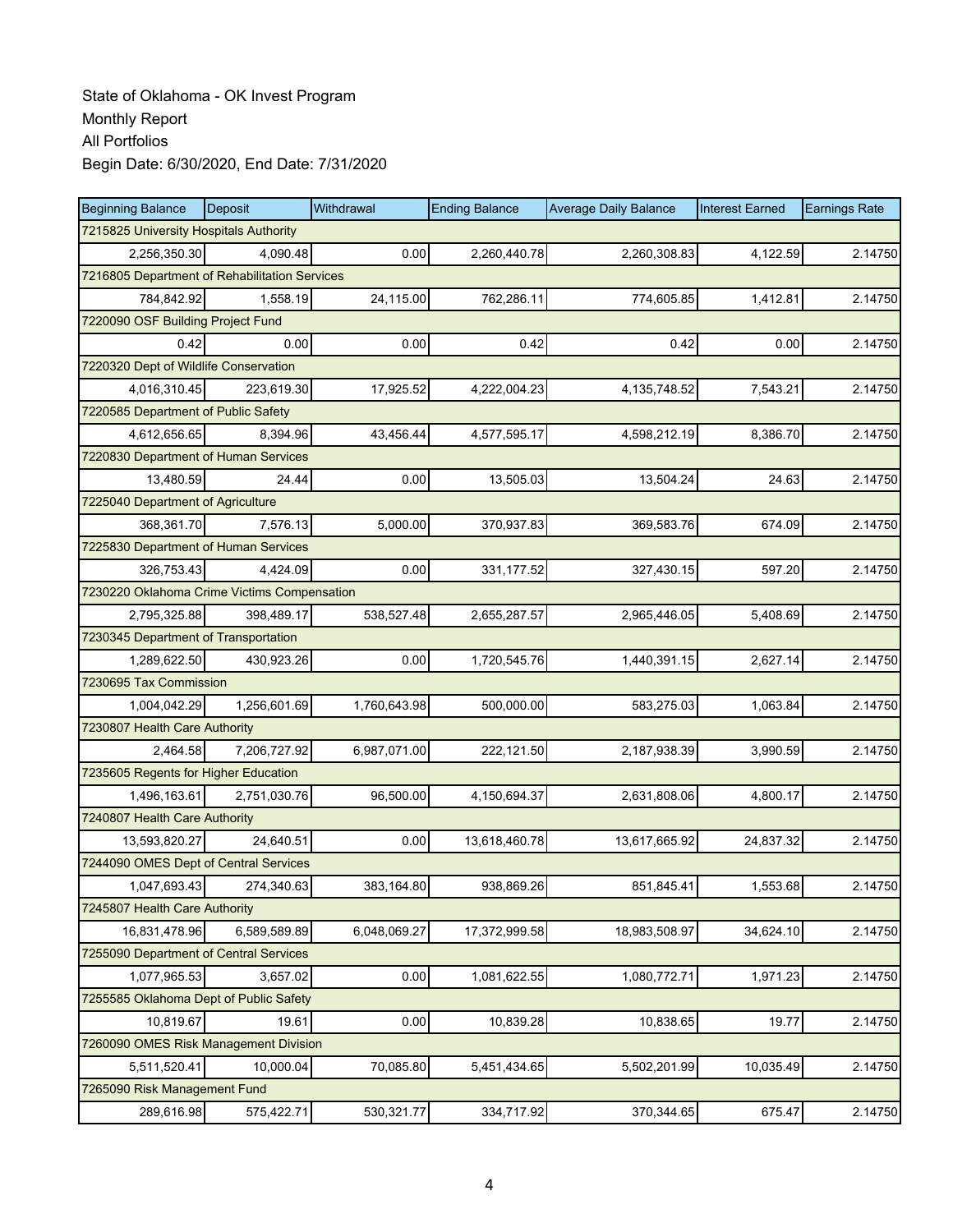State of Oklahoma - OK Invest Program
Monthly Report
All Portfolios
Begin Date: 6/30/2020, End Date: 7/31/2020

| Beginning Balance | Deposit | Withdrawal | Ending Balance | Average Daily Balance | Interest Earned | Earnings Rate |
|---|---|---|---|---|---|---|
| 7215825 University Hospitals Authority | | | | | | |
| 2,256,350.30 | 4,090.48 | 0.00 | 2,260,440.78 | 2,260,308.83 | 4,122.59 | 2.14750 |
| 7216805 Department of Rehabilitation Services | | | | | | |
| 784,842.92 | 1,558.19 | 24,115.00 | 762,286.11 | 774,605.85 | 1,412.81 | 2.14750 |
| 7220090 OSF Building Project Fund | | | | | | |
| 0.42 | 0.00 | 0.00 | 0.42 | 0.42 | 0.00 | 2.14750 |
| 7220320 Dept of Wildlife Conservation | | | | | | |
| 4,016,310.45 | 223,619.30 | 17,925.52 | 4,222,004.23 | 4,135,748.52 | 7,543.21 | 2.14750 |
| 7220585 Department of Public Safety | | | | | | |
| 4,612,656.65 | 8,394.96 | 43,456.44 | 4,577,595.17 | 4,598,212.19 | 8,386.70 | 2.14750 |
| 7220830 Department of Human Services | | | | | | |
| 13,480.59 | 24.44 | 0.00 | 13,505.03 | 13,504.24 | 24.63 | 2.14750 |
| 7225040 Department of Agriculture | | | | | | |
| 368,361.70 | 7,576.13 | 5,000.00 | 370,937.83 | 369,583.76 | 674.09 | 2.14750 |
| 7225830 Department of Human Services | | | | | | |
| 326,753.43 | 4,424.09 | 0.00 | 331,177.52 | 327,430.15 | 597.20 | 2.14750 |
| 7230220 Oklahoma Crime Victims Compensation | | | | | | |
| 2,795,325.88 | 398,489.17 | 538,527.48 | 2,655,287.57 | 2,965,446.05 | 5,408.69 | 2.14750 |
| 7230345 Department of Transportation | | | | | | |
| 1,289,622.50 | 430,923.26 | 0.00 | 1,720,545.76 | 1,440,391.15 | 2,627.14 | 2.14750 |
| 7230695 Tax Commission | | | | | | |
| 1,004,042.29 | 1,256,601.69 | 1,760,643.98 | 500,000.00 | 583,275.03 | 1,063.84 | 2.14750 |
| 7230807 Health Care Authority | | | | | | |
| 2,464.58 | 7,206,727.92 | 6,987,071.00 | 222,121.50 | 2,187,938.39 | 3,990.59 | 2.14750 |
| 7235605 Regents for Higher Education | | | | | | |
| 1,496,163.61 | 2,751,030.76 | 96,500.00 | 4,150,694.37 | 2,631,808.06 | 4,800.17 | 2.14750 |
| 7240807 Health Care Authority | | | | | | |
| 13,593,820.27 | 24,640.51 | 0.00 | 13,618,460.78 | 13,617,665.92 | 24,837.32 | 2.14750 |
| 7244090 OMES Dept of Central Services | | | | | | |
| 1,047,693.43 | 274,340.63 | 383,164.80 | 938,869.26 | 851,845.41 | 1,553.68 | 2.14750 |
| 7245807 Health Care Authority | | | | | | |
| 16,831,478.96 | 6,589,589.89 | 6,048,069.27 | 17,372,999.58 | 18,983,508.97 | 34,624.10 | 2.14750 |
| 7255090 Department of Central Services | | | | | | |
| 1,077,965.53 | 3,657.02 | 0.00 | 1,081,622.55 | 1,080,772.71 | 1,971.23 | 2.14750 |
| 7255585 Oklahoma Dept of Public Safety | | | | | | |
| 10,819.67 | 19.61 | 0.00 | 10,839.28 | 10,838.65 | 19.77 | 2.14750 |
| 7260090 OMES Risk Management Division | | | | | | |
| 5,511,520.41 | 10,000.04 | 70,085.80 | 5,451,434.65 | 5,502,201.99 | 10,035.49 | 2.14750 |
| 7265090 Risk Management Fund | | | | | | |
| 289,616.98 | 575,422.71 | 530,321.77 | 334,717.92 | 370,344.65 | 675.47 | 2.14750 |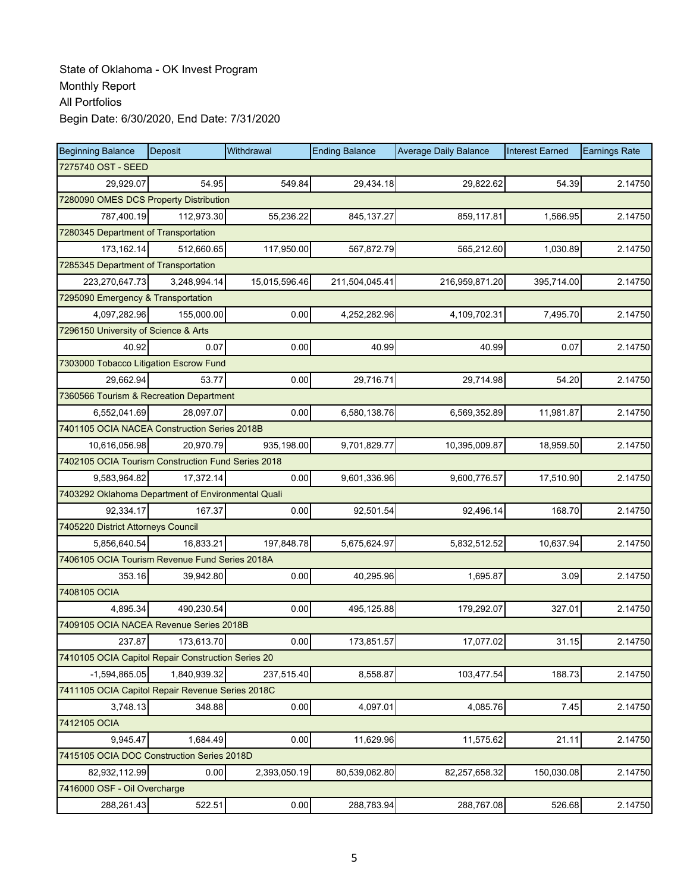State of Oklahoma - OK Invest Program
Monthly Report
All Portfolios
Begin Date: 6/30/2020, End Date: 7/31/2020

| Beginning Balance | Deposit | Withdrawal | Ending Balance | Average Daily Balance | Interest Earned | Earnings Rate |
|---|---|---|---|---|---|---|
| 7275740 OST - SEED | | | | | | |
| 29,929.07 | 54.95 | 549.84 | 29,434.18 | 29,822.62 | 54.39 | 2.14750 |
| 7280090 OMES DCS Property Distribution | | | | | | |
| 787,400.19 | 112,973.30 | 55,236.22 | 845,137.27 | 859,117.81 | 1,566.95 | 2.14750 |
| 7280345 Department of Transportation | | | | | | |
| 173,162.14 | 512,660.65 | 117,950.00 | 567,872.79 | 565,212.60 | 1,030.89 | 2.14750 |
| 7285345 Department of Transportation | | | | | | |
| 223,270,647.73 | 3,248,994.14 | 15,015,596.46 | 211,504,045.41 | 216,959,871.20 | 395,714.00 | 2.14750 |
| 7295090 Emergency & Transportation | | | | | | |
| 4,097,282.96 | 155,000.00 | 0.00 | 4,252,282.96 | 4,109,702.31 | 7,495.70 | 2.14750 |
| 7296150 University of Science & Arts | | | | | | |
| 40.92 | 0.07 | 0.00 | 40.99 | 40.99 | 0.07 | 2.14750 |
| 7303000 Tobacco Litigation Escrow Fund | | | | | | |
| 29,662.94 | 53.77 | 0.00 | 29,716.71 | 29,714.98 | 54.20 | 2.14750 |
| 7360566 Tourism & Recreation Department | | | | | | |
| 6,552,041.69 | 28,097.07 | 0.00 | 6,580,138.76 | 6,569,352.89 | 11,981.87 | 2.14750 |
| 7401105 OCIA NACEA Construction Series 2018B | | | | | | |
| 10,616,056.98 | 20,970.79 | 935,198.00 | 9,701,829.77 | 10,395,009.87 | 18,959.50 | 2.14750 |
| 7402105 OCIA Tourism Construction Fund Series 2018 | | | | | | |
| 9,583,964.82 | 17,372.14 | 0.00 | 9,601,336.96 | 9,600,776.57 | 17,510.90 | 2.14750 |
| 7403292 Oklahoma Department of Environmental Quali | | | | | | |
| 92,334.17 | 167.37 | 0.00 | 92,501.54 | 92,496.14 | 168.70 | 2.14750 |
| 7405220 District Attorneys Council | | | | | | |
| 5,856,640.54 | 16,833.21 | 197,848.78 | 5,675,624.97 | 5,832,512.52 | 10,637.94 | 2.14750 |
| 7406105 OCIA Tourism Revenue Fund Series 2018A | | | | | | |
| 353.16 | 39,942.80 | 0.00 | 40,295.96 | 1,695.87 | 3.09 | 2.14750 |
| 7408105 OCIA | | | | | | |
| 4,895.34 | 490,230.54 | 0.00 | 495,125.88 | 179,292.07 | 327.01 | 2.14750 |
| 7409105 OCIA NACEA Revenue Series 2018B | | | | | | |
| 237.87 | 173,613.70 | 0.00 | 173,851.57 | 17,077.02 | 31.15 | 2.14750 |
| 7410105 OCIA Capitol Repair Construction Series 20 | | | | | | |
| -1,594,865.05 | 1,840,939.32 | 237,515.40 | 8,558.87 | 103,477.54 | 188.73 | 2.14750 |
| 7411105 OCIA Capitol Repair Revenue Series 2018C | | | | | | |
| 3,748.13 | 348.88 | 0.00 | 4,097.01 | 4,085.76 | 7.45 | 2.14750 |
| 7412105 OCIA | | | | | | |
| 9,945.47 | 1,684.49 | 0.00 | 11,629.96 | 11,575.62 | 21.11 | 2.14750 |
| 7415105 OCIA DOC Construction Series 2018D | | | | | | |
| 82,932,112.99 | 0.00 | 2,393,050.19 | 80,539,062.80 | 82,257,658.32 | 150,030.08 | 2.14750 |
| 7416000 OSF - Oil Overcharge | | | | | | |
| 288,261.43 | 522.51 | 0.00 | 288,783.94 | 288,767.08 | 526.68 | 2.14750 |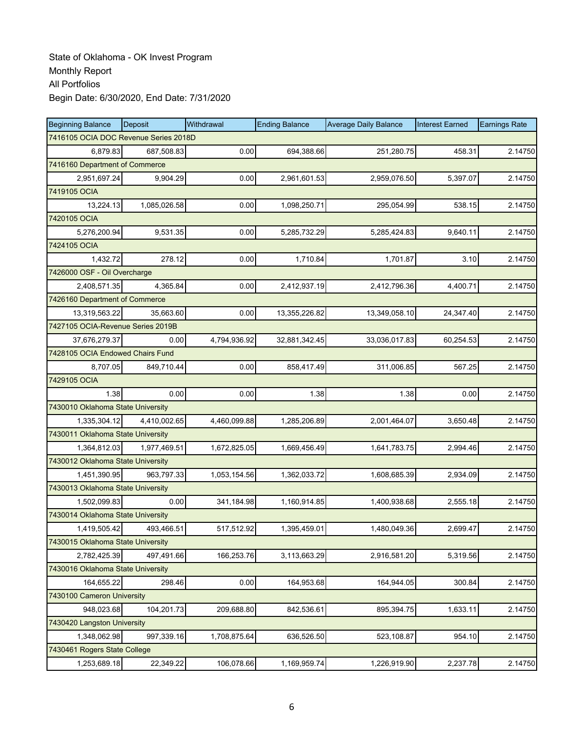State of Oklahoma - OK Invest Program
Monthly Report
All Portfolios
Begin Date: 6/30/2020, End Date: 7/31/2020

| Beginning Balance | Deposit | Withdrawal | Ending Balance | Average Daily Balance | Interest Earned | Earnings Rate |
|---|---|---|---|---|---|---|
| 7416105 OCIA DOC Revenue Series 2018D | | | | | | |
| 6,879.83 | 687,508.83 | 0.00 | 694,388.66 | 251,280.75 | 458.31 | 2.14750 |
| 7416160 Department of Commerce | | | | | | |
| 2,951,697.24 | 9,904.29 | 0.00 | 2,961,601.53 | 2,959,076.50 | 5,397.07 | 2.14750 |
| 7419105 OCIA | | | | | | |
| 13,224.13 | 1,085,026.58 | 0.00 | 1,098,250.71 | 295,054.99 | 538.15 | 2.14750 |
| 7420105 OCIA | | | | | | |
| 5,276,200.94 | 9,531.35 | 0.00 | 5,285,732.29 | 5,285,424.83 | 9,640.11 | 2.14750 |
| 7424105 OCIA | | | | | | |
| 1,432.72 | 278.12 | 0.00 | 1,710.84 | 1,701.87 | 3.10 | 2.14750 |
| 7426000 OSF - Oil Overcharge | | | | | | |
| 2,408,571.35 | 4,365.84 | 0.00 | 2,412,937.19 | 2,412,796.36 | 4,400.71 | 2.14750 |
| 7426160 Department of Commerce | | | | | | |
| 13,319,563.22 | 35,663.60 | 0.00 | 13,355,226.82 | 13,349,058.10 | 24,347.40 | 2.14750 |
| 7427105 OCIA-Revenue Series 2019B | | | | | | |
| 37,676,279.37 | 0.00 | 4,794,936.92 | 32,881,342.45 | 33,036,017.83 | 60,254.53 | 2.14750 |
| 7428105 OCIA Endowed Chairs Fund | | | | | | |
| 8,707.05 | 849,710.44 | 0.00 | 858,417.49 | 311,006.85 | 567.25 | 2.14750 |
| 7429105 OCIA | | | | | | |
| 1.38 | 0.00 | 0.00 | 1.38 | 1.38 | 0.00 | 2.14750 |
| 7430010 Oklahoma State University | | | | | | |
| 1,335,304.12 | 4,410,002.65 | 4,460,099.88 | 1,285,206.89 | 2,001,464.07 | 3,650.48 | 2.14750 |
| 7430011 Oklahoma State University | | | | | | |
| 1,364,812.03 | 1,977,469.51 | 1,672,825.05 | 1,669,456.49 | 1,641,783.75 | 2,994.46 | 2.14750 |
| 7430012 Oklahoma State University | | | | | | |
| 1,451,390.95 | 963,797.33 | 1,053,154.56 | 1,362,033.72 | 1,608,685.39 | 2,934.09 | 2.14750 |
| 7430013 Oklahoma State University | | | | | | |
| 1,502,099.83 | 0.00 | 341,184.98 | 1,160,914.85 | 1,400,938.68 | 2,555.18 | 2.14750 |
| 7430014 Oklahoma State University | | | | | | |
| 1,419,505.42 | 493,466.51 | 517,512.92 | 1,395,459.01 | 1,480,049.36 | 2,699.47 | 2.14750 |
| 7430015 Oklahoma State University | | | | | | |
| 2,782,425.39 | 497,491.66 | 166,253.76 | 3,113,663.29 | 2,916,581.20 | 5,319.56 | 2.14750 |
| 7430016 Oklahoma State University | | | | | | |
| 164,655.22 | 298.46 | 0.00 | 164,953.68 | 164,944.05 | 300.84 | 2.14750 |
| 7430100 Cameron University | | | | | | |
| 948,023.68 | 104,201.73 | 209,688.80 | 842,536.61 | 895,394.75 | 1,633.11 | 2.14750 |
| 7430420 Langston University | | | | | | |
| 1,348,062.98 | 997,339.16 | 1,708,875.64 | 636,526.50 | 523,108.87 | 954.10 | 2.14750 |
| 7430461 Rogers State College | | | | | | |
| 1,253,689.18 | 22,349.22 | 106,078.66 | 1,169,959.74 | 1,226,919.90 | 2,237.78 | 2.14750 |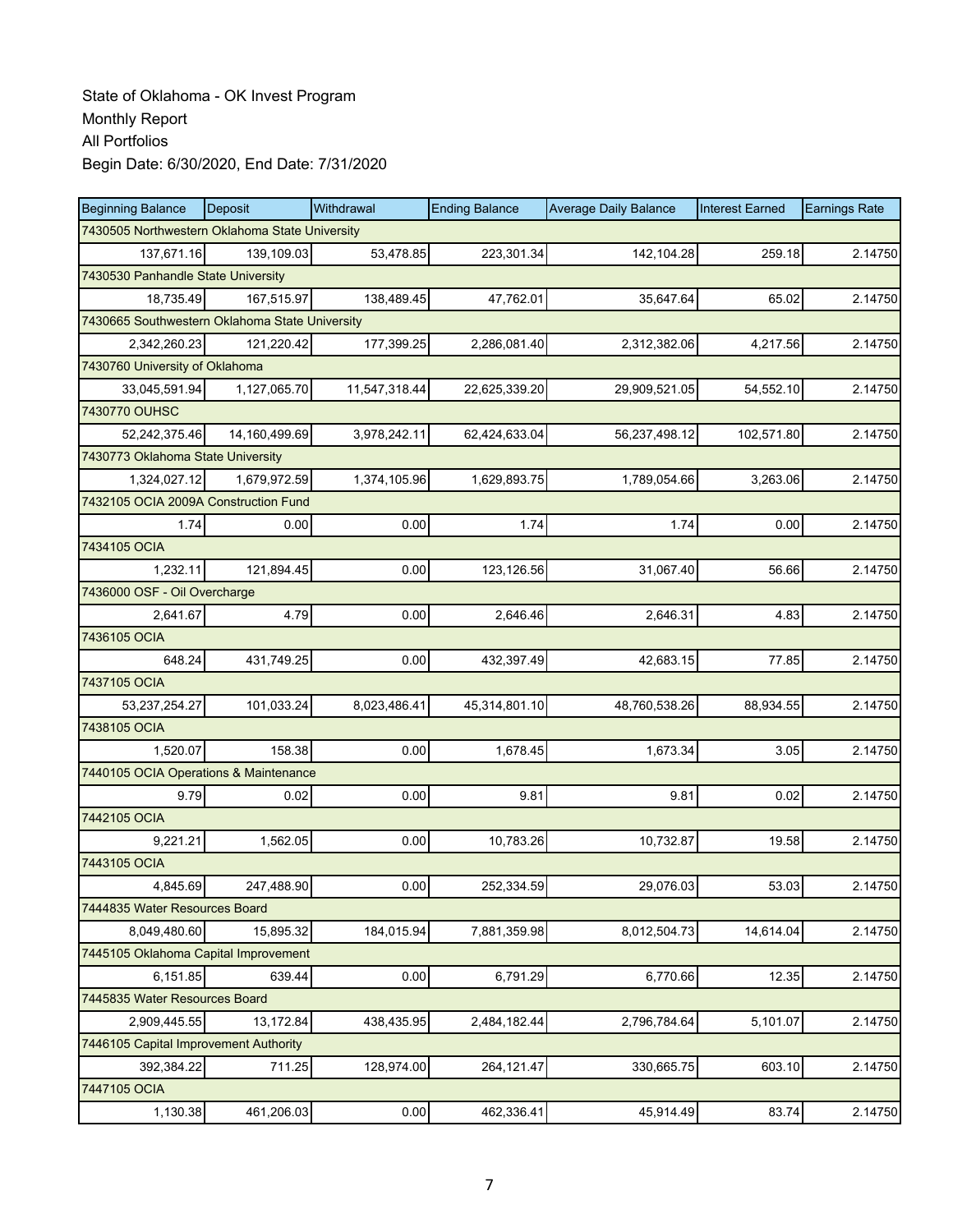State of Oklahoma - OK Invest Program
Monthly Report
All Portfolios
Begin Date: 6/30/2020, End Date: 7/31/2020

| Beginning Balance | Deposit | Withdrawal | Ending Balance | Average Daily Balance | Interest Earned | Earnings Rate |
|---|---|---|---|---|---|---|
| 7430505 Northwestern Oklahoma State University | | | | | | |
| 137,671.16 | 139,109.03 | 53,478.85 | 223,301.34 | 142,104.28 | 259.18 | 2.14750 |
| 7430530 Panhandle State University | | | | | | |
| 18,735.49 | 167,515.97 | 138,489.45 | 47,762.01 | 35,647.64 | 65.02 | 2.14750 |
| 7430665 Southwestern Oklahoma State University | | | | | | |
| 2,342,260.23 | 121,220.42 | 177,399.25 | 2,286,081.40 | 2,312,382.06 | 4,217.56 | 2.14750 |
| 7430760 University of Oklahoma | | | | | | |
| 33,045,591.94 | 1,127,065.70 | 11,547,318.44 | 22,625,339.20 | 29,909,521.05 | 54,552.10 | 2.14750 |
| 7430770 OUHSC | | | | | | |
| 52,242,375.46 | 14,160,499.69 | 3,978,242.11 | 62,424,633.04 | 56,237,498.12 | 102,571.80 | 2.14750 |
| 7430773 Oklahoma State University | | | | | | |
| 1,324,027.12 | 1,679,972.59 | 1,374,105.96 | 1,629,893.75 | 1,789,054.66 | 3,263.06 | 2.14750 |
| 7432105 OCIA 2009A Construction Fund | | | | | | |
| 1.74 | 0.00 | 0.00 | 1.74 | 1.74 | 0.00 | 2.14750 |
| 7434105 OCIA | | | | | | |
| 1,232.11 | 121,894.45 | 0.00 | 123,126.56 | 31,067.40 | 56.66 | 2.14750 |
| 7436000 OSF - Oil Overcharge | | | | | | |
| 2,641.67 | 4.79 | 0.00 | 2,646.46 | 2,646.31 | 4.83 | 2.14750 |
| 7436105 OCIA | | | | | | |
| 648.24 | 431,749.25 | 0.00 | 432,397.49 | 42,683.15 | 77.85 | 2.14750 |
| 7437105 OCIA | | | | | | |
| 53,237,254.27 | 101,033.24 | 8,023,486.41 | 45,314,801.10 | 48,760,538.26 | 88,934.55 | 2.14750 |
| 7438105 OCIA | | | | | | |
| 1,520.07 | 158.38 | 0.00 | 1,678.45 | 1,673.34 | 3.05 | 2.14750 |
| 7440105 OCIA Operations & Maintenance | | | | | | |
| 9.79 | 0.02 | 0.00 | 9.81 | 9.81 | 0.02 | 2.14750 |
| 7442105 OCIA | | | | | | |
| 9,221.21 | 1,562.05 | 0.00 | 10,783.26 | 10,732.87 | 19.58 | 2.14750 |
| 7443105 OCIA | | | | | | |
| 4,845.69 | 247,488.90 | 0.00 | 252,334.59 | 29,076.03 | 53.03 | 2.14750 |
| 7444835 Water Resources Board | | | | | | |
| 8,049,480.60 | 15,895.32 | 184,015.94 | 7,881,359.98 | 8,012,504.73 | 14,614.04 | 2.14750 |
| 7445105 Oklahoma Capital Improvement | | | | | | |
| 6,151.85 | 639.44 | 0.00 | 6,791.29 | 6,770.66 | 12.35 | 2.14750 |
| 7445835 Water Resources Board | | | | | | |
| 2,909,445.55 | 13,172.84 | 438,435.95 | 2,484,182.44 | 2,796,784.64 | 5,101.07 | 2.14750 |
| 7446105 Capital Improvement Authority | | | | | | |
| 392,384.22 | 711.25 | 128,974.00 | 264,121.47 | 330,665.75 | 603.10 | 2.14750 |
| 7447105 OCIA | | | | | | |
| 1,130.38 | 461,206.03 | 0.00 | 462,336.41 | 45,914.49 | 83.74 | 2.14750 |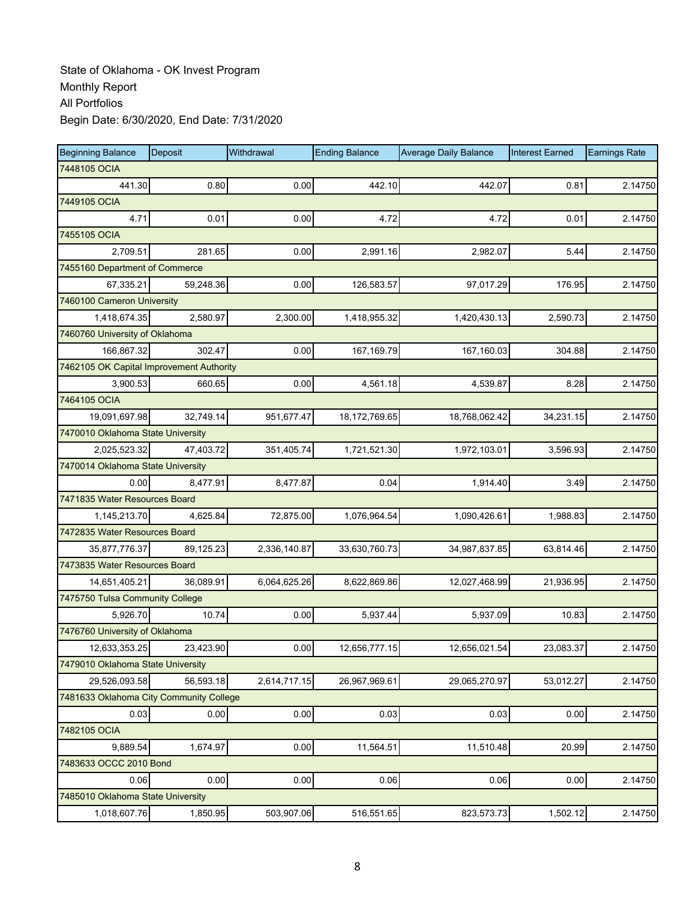State of Oklahoma - OK Invest Program
Monthly Report
All Portfolios
Begin Date: 6/30/2020, End Date: 7/31/2020

| Beginning Balance | Deposit | Withdrawal | Ending Balance | Average Daily Balance | Interest Earned | Earnings Rate |
|---|---|---|---|---|---|---|
| 7448105 OCIA | | | | | | |
| 441.30 | 0.80 | 0.00 | 442.10 | 442.07 | 0.81 | 2.14750 |
| 7449105 OCIA | | | | | | |
| 4.71 | 0.01 | 0.00 | 4.72 | 4.72 | 0.01 | 2.14750 |
| 7455105 OCIA | | | | | | |
| 2,709.51 | 281.65 | 0.00 | 2,991.16 | 2,982.07 | 5.44 | 2.14750 |
| 7455160 Department of Commerce | | | | | | |
| 67,335.21 | 59,248.36 | 0.00 | 126,583.57 | 97,017.29 | 176.95 | 2.14750 |
| 7460100 Cameron University | | | | | | |
| 1,418,674.35 | 2,580.97 | 2,300.00 | 1,418,955.32 | 1,420,430.13 | 2,590.73 | 2.14750 |
| 7460760 University of Oklahoma | | | | | | |
| 166,867.32 | 302.47 | 0.00 | 167,169.79 | 167,160.03 | 304.88 | 2.14750 |
| 7462105 OK Capital Improvement Authority | | | | | | |
| 3,900.53 | 660.65 | 0.00 | 4,561.18 | 4,539.87 | 8.28 | 2.14750 |
| 7464105 OCIA | | | | | | |
| 19,091,697.98 | 32,749.14 | 951,677.47 | 18,172,769.65 | 18,768,062.42 | 34,231.15 | 2.14750 |
| 7470010 Oklahoma State University | | | | | | |
| 2,025,523.32 | 47,403.72 | 351,405.74 | 1,721,521.30 | 1,972,103.01 | 3,596.93 | 2.14750 |
| 7470014 Oklahoma State University | | | | | | |
| 0.00 | 8,477.91 | 8,477.87 | 0.04 | 1,914.40 | 3.49 | 2.14750 |
| 7471835 Water Resources Board | | | | | | |
| 1,145,213.70 | 4,625.84 | 72,875.00 | 1,076,964.54 | 1,090,426.61 | 1,988.83 | 2.14750 |
| 7472835 Water Resources Board | | | | | | |
| 35,877,776.37 | 89,125.23 | 2,336,140.87 | 33,630,760.73 | 34,987,837.85 | 63,814.46 | 2.14750 |
| 7473835 Water Resources Board | | | | | | |
| 14,651,405.21 | 36,089.91 | 6,064,625.26 | 8,622,869.86 | 12,027,468.99 | 21,936.95 | 2.14750 |
| 7475750 Tulsa Community College | | | | | | |
| 5,926.70 | 10.74 | 0.00 | 5,937.44 | 5,937.09 | 10.83 | 2.14750 |
| 7476760 University of Oklahoma | | | | | | |
| 12,633,353.25 | 23,423.90 | 0.00 | 12,656,777.15 | 12,656,021.54 | 23,083.37 | 2.14750 |
| 7479010 Oklahoma State University | | | | | | |
| 29,526,093.58 | 56,593.18 | 2,614,717.15 | 26,967,969.61 | 29,065,270.97 | 53,012.27 | 2.14750 |
| 7481633 Oklahoma City Community College | | | | | | |
| 0.03 | 0.00 | 0.00 | 0.03 | 0.03 | 0.00 | 2.14750 |
| 7482105 OCIA | | | | | | |
| 9,889.54 | 1,674.97 | 0.00 | 11,564.51 | 11,510.48 | 20.99 | 2.14750 |
| 7483633 OCCC 2010 Bond | | | | | | |
| 0.06 | 0.00 | 0.00 | 0.06 | 0.06 | 0.00 | 2.14750 |
| 7485010 Oklahoma State University | | | | | | |
| 1,018,607.76 | 1,850.95 | 503,907.06 | 516,551.65 | 823,573.73 | 1,502.12 | 2.14750 |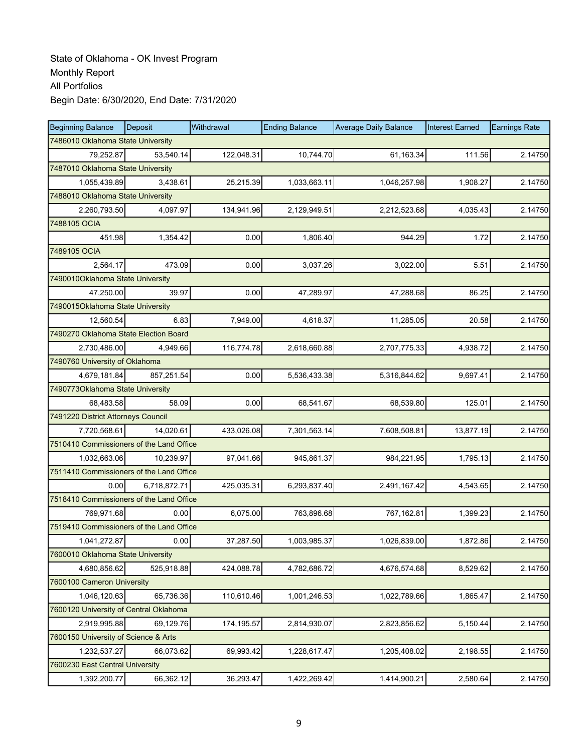State of Oklahoma - OK Invest Program
Monthly Report
All Portfolios
Begin Date: 6/30/2020, End Date: 7/31/2020

| Beginning Balance | Deposit | Withdrawal | Ending Balance | Average Daily Balance | Interest Earned | Earnings Rate |
|---|---|---|---|---|---|---|
| 7486010 Oklahoma State University | | | | | | |
| 79,252.87 | 53,540.14 | 122,048.31 | 10,744.70 | 61,163.34 | 111.56 | 2.14750 |
| 7487010 Oklahoma State University | | | | | | |
| 1,055,439.89 | 3,438.61 | 25,215.39 | 1,033,663.11 | 1,046,257.98 | 1,908.27 | 2.14750 |
| 7488010 Oklahoma State University | | | | | | |
| 2,260,793.50 | 4,097.97 | 134,941.96 | 2,129,949.51 | 2,212,523.68 | 4,035.43 | 2.14750 |
| 7488105 OCIA | | | | | | |
| 451.98 | 1,354.42 | 0.00 | 1,806.40 | 944.29 | 1.72 | 2.14750 |
| 7489105 OCIA | | | | | | |
| 2,564.17 | 473.09 | 0.00 | 3,037.26 | 3,022.00 | 5.51 | 2.14750 |
| 7490010Oklahoma State University | | | | | | |
| 47,250.00 | 39.97 | 0.00 | 47,289.97 | 47,288.68 | 86.25 | 2.14750 |
| 7490015Oklahoma State University | | | | | | |
| 12,560.54 | 6.83 | 7,949.00 | 4,618.37 | 11,285.05 | 20.58 | 2.14750 |
| 7490270 Oklahoma State Election Board | | | | | | |
| 2,730,486.00 | 4,949.66 | 116,774.78 | 2,618,660.88 | 2,707,775.33 | 4,938.72 | 2.14750 |
| 7490760 University of Oklahoma | | | | | | |
| 4,679,181.84 | 857,251.54 | 0.00 | 5,536,433.38 | 5,316,844.62 | 9,697.41 | 2.14750 |
| 7490773Oklahoma State University | | | | | | |
| 68,483.58 | 58.09 | 0.00 | 68,541.67 | 68,539.80 | 125.01 | 2.14750 |
| 7491220 District Attorneys Council | | | | | | |
| 7,720,568.61 | 14,020.61 | 433,026.08 | 7,301,563.14 | 7,608,508.81 | 13,877.19 | 2.14750 |
| 7510410 Commissioners of the Land Office | | | | | | |
| 1,032,663.06 | 10,239.97 | 97,041.66 | 945,861.37 | 984,221.95 | 1,795.13 | 2.14750 |
| 7511410 Commissioners of the Land Office | | | | | | |
| 0.00 | 6,718,872.71 | 425,035.31 | 6,293,837.40 | 2,491,167.42 | 4,543.65 | 2.14750 |
| 7518410 Commissioners of the Land Office | | | | | | |
| 769,971.68 | 0.00 | 6,075.00 | 763,896.68 | 767,162.81 | 1,399.23 | 2.14750 |
| 7519410 Commissioners of the Land Office | | | | | | |
| 1,041,272.87 | 0.00 | 37,287.50 | 1,003,985.37 | 1,026,839.00 | 1,872.86 | 2.14750 |
| 7600010 Oklahoma State University | | | | | | |
| 4,680,856.62 | 525,918.88 | 424,088.78 | 4,782,686.72 | 4,676,574.68 | 8,529.62 | 2.14750 |
| 7600100 Cameron University | | | | | | |
| 1,046,120.63 | 65,736.36 | 110,610.46 | 1,001,246.53 | 1,022,789.66 | 1,865.47 | 2.14750 |
| 7600120 University of Central Oklahoma | | | | | | |
| 2,919,995.88 | 69,129.76 | 174,195.57 | 2,814,930.07 | 2,823,856.62 | 5,150.44 | 2.14750 |
| 7600150 University of Science & Arts | | | | | | |
| 1,232,537.27 | 66,073.62 | 69,993.42 | 1,228,617.47 | 1,205,408.02 | 2,198.55 | 2.14750 |
| 7600230 East Central University | | | | | | |
| 1,392,200.77 | 66,362.12 | 36,293.47 | 1,422,269.42 | 1,414,900.21 | 2,580.64 | 2.14750 |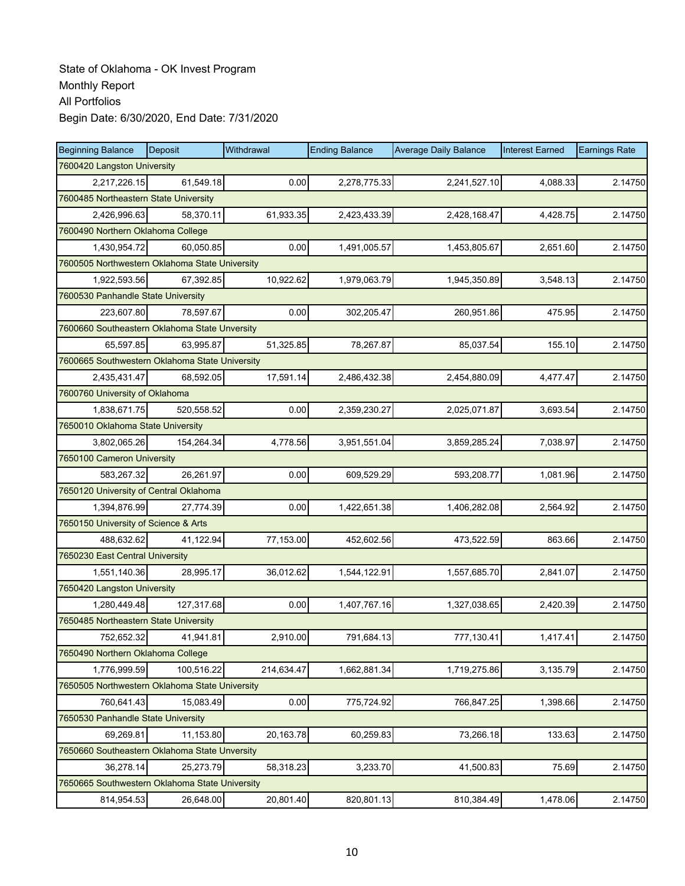State of Oklahoma - OK Invest Program
Monthly Report
All Portfolios
Begin Date: 6/30/2020, End Date: 7/31/2020

| Beginning Balance | Deposit | Withdrawal | Ending Balance | Average Daily Balance | Interest Earned | Earnings Rate |
|---|---|---|---|---|---|---|
| 7600420 Langston University | | | | | | |
| 2,217,226.15 | 61,549.18 | 0.00 | 2,278,775.33 | 2,241,527.10 | 4,088.33 | 2.14750 |
| 7600485 Northeastern State University | | | | | | |
| 2,426,996.63 | 58,370.11 | 61,933.35 | 2,423,433.39 | 2,428,168.47 | 4,428.75 | 2.14750 |
| 7600490 Northern Oklahoma College | | | | | | |
| 1,430,954.72 | 60,050.85 | 0.00 | 1,491,005.57 | 1,453,805.67 | 2,651.60 | 2.14750 |
| 7600505 Northwestern Oklahoma State University | | | | | | |
| 1,922,593.56 | 67,392.85 | 10,922.62 | 1,979,063.79 | 1,945,350.89 | 3,548.13 | 2.14750 |
| 7600530 Panhandle State University | | | | | | |
| 223,607.80 | 78,597.67 | 0.00 | 302,205.47 | 260,951.86 | 475.95 | 2.14750 |
| 7600660 Southeastern Oklahoma State Unversity | | | | | | |
| 65,597.85 | 63,995.87 | 51,325.85 | 78,267.87 | 85,037.54 | 155.10 | 2.14750 |
| 7600665 Southwestern Oklahoma State University | | | | | | |
| 2,435,431.47 | 68,592.05 | 17,591.14 | 2,486,432.38 | 2,454,880.09 | 4,477.47 | 2.14750 |
| 7600760 University of Oklahoma | | | | | | |
| 1,838,671.75 | 520,558.52 | 0.00 | 2,359,230.27 | 2,025,071.87 | 3,693.54 | 2.14750 |
| 7650010 Oklahoma State University | | | | | | |
| 3,802,065.26 | 154,264.34 | 4,778.56 | 3,951,551.04 | 3,859,285.24 | 7,038.97 | 2.14750 |
| 7650100 Cameron University | | | | | | |
| 583,267.32 | 26,261.97 | 0.00 | 609,529.29 | 593,208.77 | 1,081.96 | 2.14750 |
| 7650120 University of Central Oklahoma | | | | | | |
| 1,394,876.99 | 27,774.39 | 0.00 | 1,422,651.38 | 1,406,282.08 | 2,564.92 | 2.14750 |
| 7650150 University of Science & Arts | | | | | | |
| 488,632.62 | 41,122.94 | 77,153.00 | 452,602.56 | 473,522.59 | 863.66 | 2.14750 |
| 7650230 East Central University | | | | | | |
| 1,551,140.36 | 28,995.17 | 36,012.62 | 1,544,122.91 | 1,557,685.70 | 2,841.07 | 2.14750 |
| 7650420 Langston University | | | | | | |
| 1,280,449.48 | 127,317.68 | 0.00 | 1,407,767.16 | 1,327,038.65 | 2,420.39 | 2.14750 |
| 7650485 Northeastern State University | | | | | | |
| 752,652.32 | 41,941.81 | 2,910.00 | 791,684.13 | 777,130.41 | 1,417.41 | 2.14750 |
| 7650490 Northern Oklahoma College | | | | | | |
| 1,776,999.59 | 100,516.22 | 214,634.47 | 1,662,881.34 | 1,719,275.86 | 3,135.79 | 2.14750 |
| 7650505 Northwestern Oklahoma State University | | | | | | |
| 760,641.43 | 15,083.49 | 0.00 | 775,724.92 | 766,847.25 | 1,398.66 | 2.14750 |
| 7650530 Panhandle State University | | | | | | |
| 69,269.81 | 11,153.80 | 20,163.78 | 60,259.83 | 73,266.18 | 133.63 | 2.14750 |
| 7650660 Southeastern Oklahoma State Unversity | | | | | | |
| 36,278.14 | 25,273.79 | 58,318.23 | 3,233.70 | 41,500.83 | 75.69 | 2.14750 |
| 7650665 Southwestern Oklahoma State University | | | | | | |
| 814,954.53 | 26,648.00 | 20,801.40 | 820,801.13 | 810,384.49 | 1,478.06 | 2.14750 |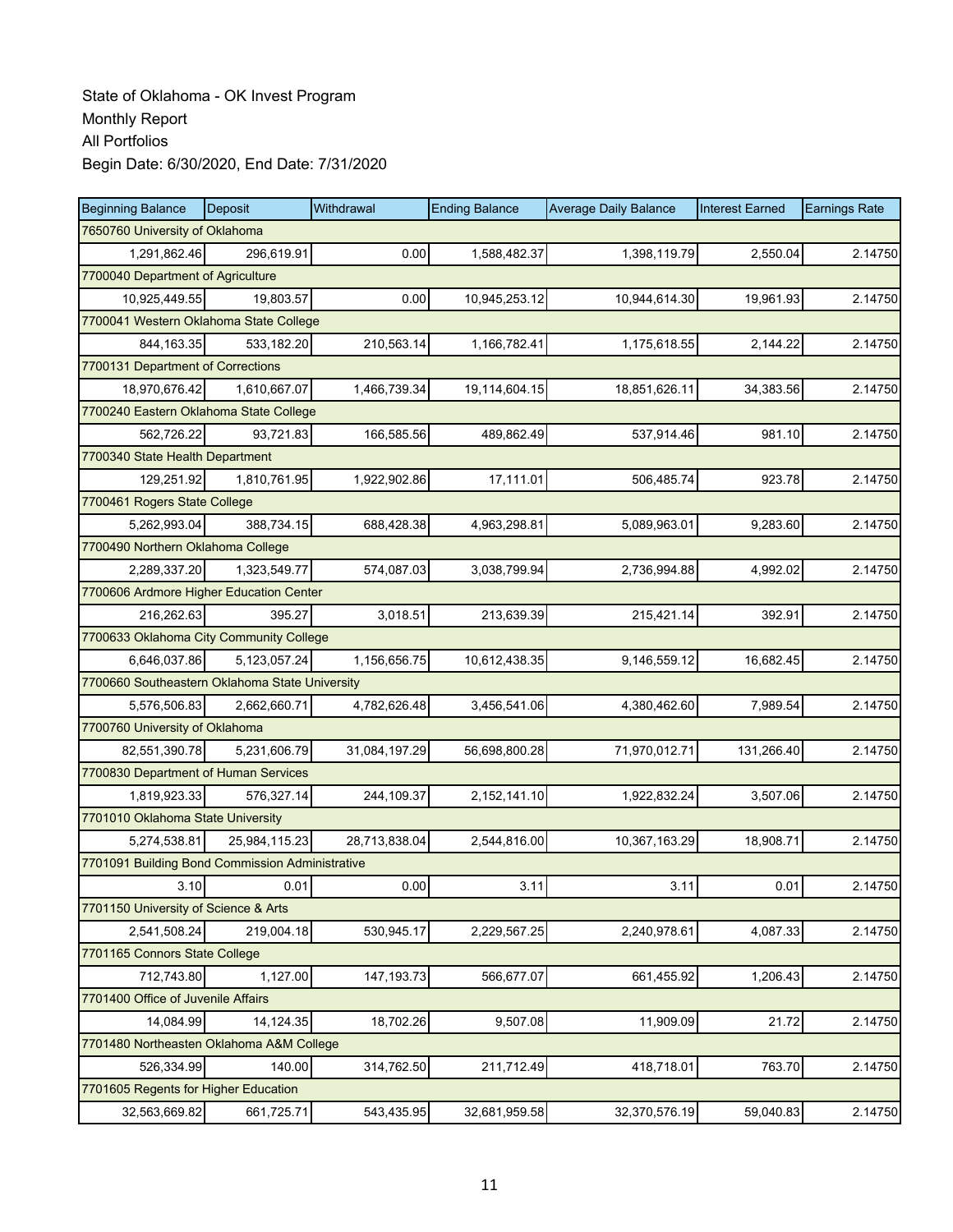State of Oklahoma - OK Invest Program
Monthly Report
All Portfolios
Begin Date: 6/30/2020, End Date: 7/31/2020

| Beginning Balance | Deposit | Withdrawal | Ending Balance | Average Daily Balance | Interest Earned | Earnings Rate |
|---|---|---|---|---|---|---|
| 7650760 University of Oklahoma | | | | | | |
| 1,291,862.46 | 296,619.91 | 0.00 | 1,588,482.37 | 1,398,119.79 | 2,550.04 | 2.14750 |
| 7700040 Department of Agriculture | | | | | | |
| 10,925,449.55 | 19,803.57 | 0.00 | 10,945,253.12 | 10,944,614.30 | 19,961.93 | 2.14750 |
| 7700041 Western Oklahoma State College | | | | | | |
| 844,163.35 | 533,182.20 | 210,563.14 | 1,166,782.41 | 1,175,618.55 | 2,144.22 | 2.14750 |
| 7700131 Department of Corrections | | | | | | |
| 18,970,676.42 | 1,610,667.07 | 1,466,739.34 | 19,114,604.15 | 18,851,626.11 | 34,383.56 | 2.14750 |
| 7700240 Eastern Oklahoma State College | | | | | | |
| 562,726.22 | 93,721.83 | 166,585.56 | 489,862.49 | 537,914.46 | 981.10 | 2.14750 |
| 7700340 State Health Department | | | | | | |
| 129,251.92 | 1,810,761.95 | 1,922,902.86 | 17,111.01 | 506,485.74 | 923.78 | 2.14750 |
| 7700461 Rogers State College | | | | | | |
| 5,262,993.04 | 388,734.15 | 688,428.38 | 4,963,298.81 | 5,089,963.01 | 9,283.60 | 2.14750 |
| 7700490 Northern Oklahoma College | | | | | | |
| 2,289,337.20 | 1,323,549.77 | 574,087.03 | 3,038,799.94 | 2,736,994.88 | 4,992.02 | 2.14750 |
| 7700606 Ardmore Higher Education Center | | | | | | |
| 216,262.63 | 395.27 | 3,018.51 | 213,639.39 | 215,421.14 | 392.91 | 2.14750 |
| 7700633 Oklahoma City Community College | | | | | | |
| 6,646,037.86 | 5,123,057.24 | 1,156,656.75 | 10,612,438.35 | 9,146,559.12 | 16,682.45 | 2.14750 |
| 7700660 Southeastern Oklahoma State University | | | | | | |
| 5,576,506.83 | 2,662,660.71 | 4,782,626.48 | 3,456,541.06 | 4,380,462.60 | 7,989.54 | 2.14750 |
| 7700760 University of Oklahoma | | | | | | |
| 82,551,390.78 | 5,231,606.79 | 31,084,197.29 | 56,698,800.28 | 71,970,012.71 | 131,266.40 | 2.14750 |
| 7700830 Department of Human Services | | | | | | |
| 1,819,923.33 | 576,327.14 | 244,109.37 | 2,152,141.10 | 1,922,832.24 | 3,507.06 | 2.14750 |
| 7701010 Oklahoma State University | | | | | | |
| 5,274,538.81 | 25,984,115.23 | 28,713,838.04 | 2,544,816.00 | 10,367,163.29 | 18,908.71 | 2.14750 |
| 7701091 Building Bond Commission Administrative | | | | | | |
| 3.10 | 0.01 | 0.00 | 3.11 | 3.11 | 0.01 | 2.14750 |
| 7701150 University of Science & Arts | | | | | | |
| 2,541,508.24 | 219,004.18 | 530,945.17 | 2,229,567.25 | 2,240,978.61 | 4,087.33 | 2.14750 |
| 7701165 Connors State College | | | | | | |
| 712,743.80 | 1,127.00 | 147,193.73 | 566,677.07 | 661,455.92 | 1,206.43 | 2.14750 |
| 7701400 Office of Juvenile Affairs | | | | | | |
| 14,084.99 | 14,124.35 | 18,702.26 | 9,507.08 | 11,909.09 | 21.72 | 2.14750 |
| 7701480 Northeasten Oklahoma A&M College | | | | | | |
| 526,334.99 | 140.00 | 314,762.50 | 211,712.49 | 418,718.01 | 763.70 | 2.14750 |
| 7701605 Regents for Higher Education | | | | | | |
| 32,563,669.82 | 661,725.71 | 543,435.95 | 32,681,959.58 | 32,370,576.19 | 59,040.83 | 2.14750 |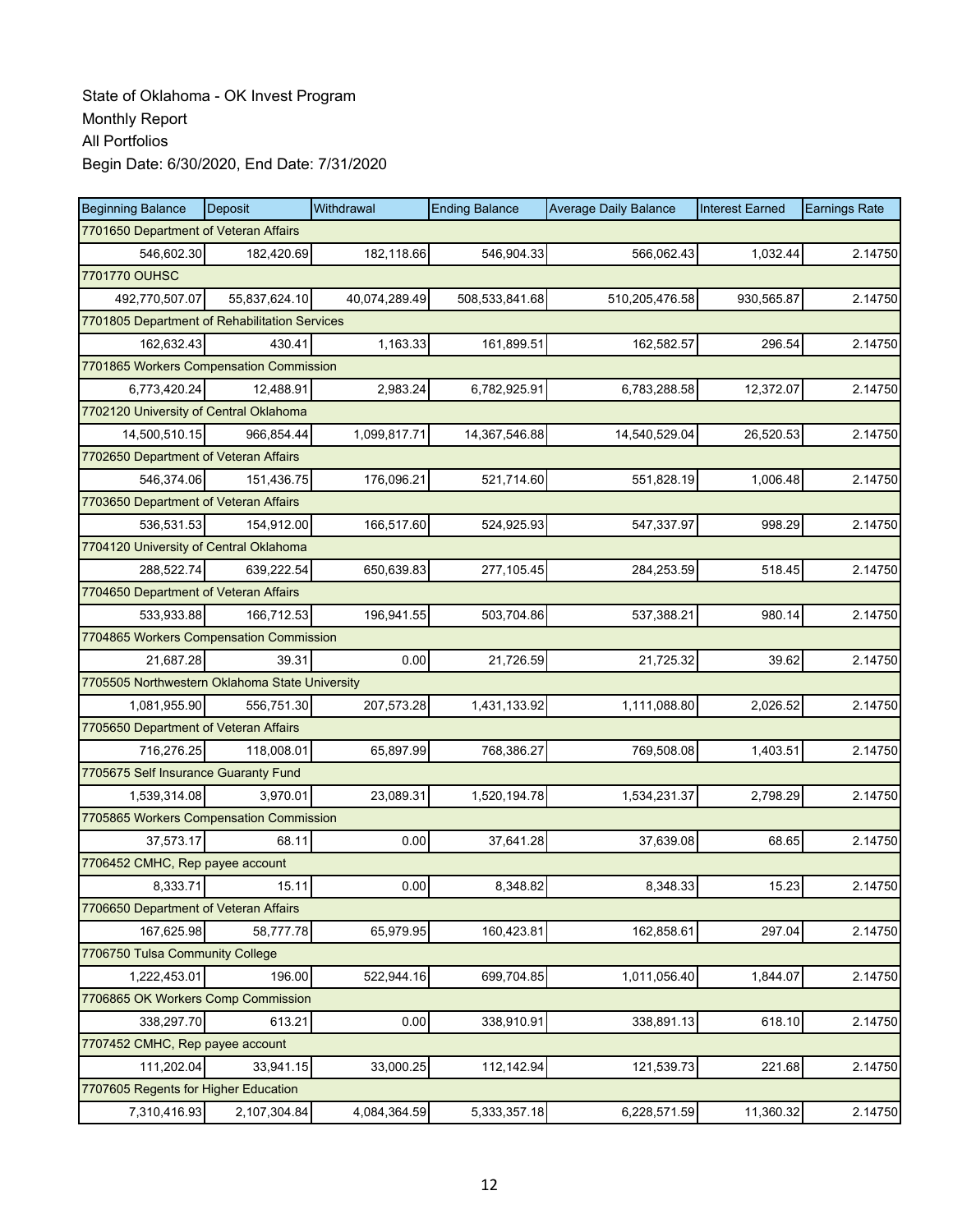State of Oklahoma - OK Invest Program
Monthly Report
All Portfolios
Begin Date: 6/30/2020, End Date: 7/31/2020

| Beginning Balance | Deposit | Withdrawal | Ending Balance | Average Daily Balance | Interest Earned | Earnings Rate |
|---|---|---|---|---|---|---|
| 7701650 Department of Veteran Affairs | | | | | | |
| 546,602.30 | 182,420.69 | 182,118.66 | 546,904.33 | 566,062.43 | 1,032.44 | 2.14750 |
| 7701770 OUHSC | | | | | | |
| 492,770,507.07 | 55,837,624.10 | 40,074,289.49 | 508,533,841.68 | 510,205,476.58 | 930,565.87 | 2.14750 |
| 7701805 Department of Rehabilitation Services | | | | | | |
| 162,632.43 | 430.41 | 1,163.33 | 161,899.51 | 162,582.57 | 296.54 | 2.14750 |
| 7701865 Workers Compensation Commission | | | | | | |
| 6,773,420.24 | 12,488.91 | 2,983.24 | 6,782,925.91 | 6,783,288.58 | 12,372.07 | 2.14750 |
| 7702120 University of Central Oklahoma | | | | | | |
| 14,500,510.15 | 966,854.44 | 1,099,817.71 | 14,367,546.88 | 14,540,529.04 | 26,520.53 | 2.14750 |
| 7702650 Department of Veteran Affairs | | | | | | |
| 546,374.06 | 151,436.75 | 176,096.21 | 521,714.60 | 551,828.19 | 1,006.48 | 2.14750 |
| 7703650 Department of Veteran Affairs | | | | | | |
| 536,531.53 | 154,912.00 | 166,517.60 | 524,925.93 | 547,337.97 | 998.29 | 2.14750 |
| 7704120 University of Central Oklahoma | | | | | | |
| 288,522.74 | 639,222.54 | 650,639.83 | 277,105.45 | 284,253.59 | 518.45 | 2.14750 |
| 7704650 Department of Veteran Affairs | | | | | | |
| 533,933.88 | 166,712.53 | 196,941.55 | 503,704.86 | 537,388.21 | 980.14 | 2.14750 |
| 7704865 Workers Compensation Commission | | | | | | |
| 21,687.28 | 39.31 | 0.00 | 21,726.59 | 21,725.32 | 39.62 | 2.14750 |
| 7705505 Northwestern Oklahoma State University | | | | | | |
| 1,081,955.90 | 556,751.30 | 207,573.28 | 1,431,133.92 | 1,111,088.80 | 2,026.52 | 2.14750 |
| 7705650 Department of Veteran Affairs | | | | | | |
| 716,276.25 | 118,008.01 | 65,897.99 | 768,386.27 | 769,508.08 | 1,403.51 | 2.14750 |
| 7705675 Self Insurance Guaranty Fund | | | | | | |
| 1,539,314.08 | 3,970.01 | 23,089.31 | 1,520,194.78 | 1,534,231.37 | 2,798.29 | 2.14750 |
| 7705865 Workers Compensation Commission | | | | | | |
| 37,573.17 | 68.11 | 0.00 | 37,641.28 | 37,639.08 | 68.65 | 2.14750 |
| 7706452 CMHC, Rep payee account | | | | | | |
| 8,333.71 | 15.11 | 0.00 | 8,348.82 | 8,348.33 | 15.23 | 2.14750 |
| 7706650 Department of Veteran Affairs | | | | | | |
| 167,625.98 | 58,777.78 | 65,979.95 | 160,423.81 | 162,858.61 | 297.04 | 2.14750 |
| 7706750 Tulsa Community College | | | | | | |
| 1,222,453.01 | 196.00 | 522,944.16 | 699,704.85 | 1,011,056.40 | 1,844.07 | 2.14750 |
| 7706865 OK Workers Comp Commission | | | | | | |
| 338,297.70 | 613.21 | 0.00 | 338,910.91 | 338,891.13 | 618.10 | 2.14750 |
| 7707452 CMHC, Rep payee account | | | | | | |
| 111,202.04 | 33,941.15 | 33,000.25 | 112,142.94 | 121,539.73 | 221.68 | 2.14750 |
| 7707605 Regents for Higher Education | | | | | | |
| 7,310,416.93 | 2,107,304.84 | 4,084,364.59 | 5,333,357.18 | 6,228,571.59 | 11,360.32 | 2.14750 |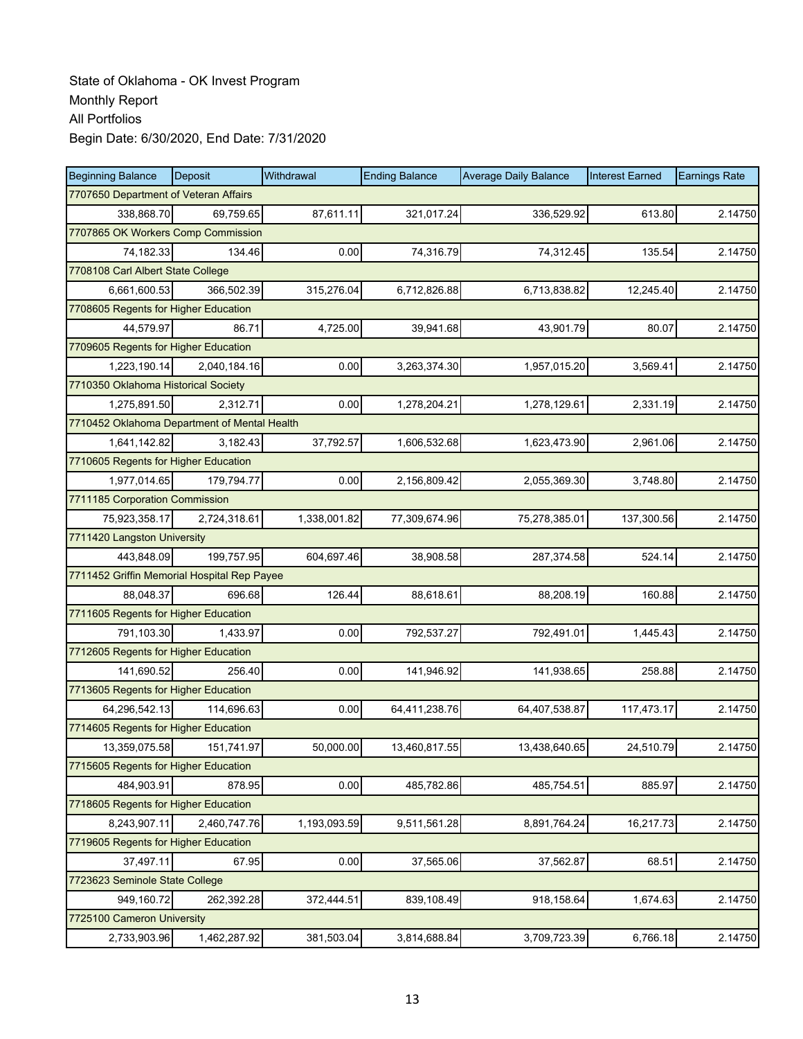State of Oklahoma - OK Invest Program
Monthly Report
All Portfolios
Begin Date: 6/30/2020, End Date: 7/31/2020

| Beginning Balance | Deposit | Withdrawal | Ending Balance | Average Daily Balance | Interest Earned | Earnings Rate |
|---|---|---|---|---|---|---|
| 7707650 Department of Veteran Affairs | | | | | | |
| 338,868.70 | 69,759.65 | 87,611.11 | 321,017.24 | 336,529.92 | 613.80 | 2.14750 |
| 7707865 OK Workers Comp Commission | | | | | | |
| 74,182.33 | 134.46 | 0.00 | 74,316.79 | 74,312.45 | 135.54 | 2.14750 |
| 7708108 Carl Albert State College | | | | | | |
| 6,661,600.53 | 366,502.39 | 315,276.04 | 6,712,826.88 | 6,713,838.82 | 12,245.40 | 2.14750 |
| 7708605 Regents for Higher Education | | | | | | |
| 44,579.97 | 86.71 | 4,725.00 | 39,941.68 | 43,901.79 | 80.07 | 2.14750 |
| 7709605 Regents for Higher Education | | | | | | |
| 1,223,190.14 | 2,040,184.16 | 0.00 | 3,263,374.30 | 1,957,015.20 | 3,569.41 | 2.14750 |
| 7710350 Oklahoma Historical Society | | | | | | |
| 1,275,891.50 | 2,312.71 | 0.00 | 1,278,204.21 | 1,278,129.61 | 2,331.19 | 2.14750 |
| 7710452 Oklahoma Department of Mental Health | | | | | | |
| 1,641,142.82 | 3,182.43 | 37,792.57 | 1,606,532.68 | 1,623,473.90 | 2,961.06 | 2.14750 |
| 7710605 Regents for Higher Education | | | | | | |
| 1,977,014.65 | 179,794.77 | 0.00 | 2,156,809.42 | 2,055,369.30 | 3,748.80 | 2.14750 |
| 7711185 Corporation Commission | | | | | | |
| 75,923,358.17 | 2,724,318.61 | 1,338,001.82 | 77,309,674.96 | 75,278,385.01 | 137,300.56 | 2.14750 |
| 7711420 Langston University | | | | | | |
| 443,848.09 | 199,757.95 | 604,697.46 | 38,908.58 | 287,374.58 | 524.14 | 2.14750 |
| 7711452 Griffin Memorial Hospital Rep Payee | | | | | | |
| 88,048.37 | 696.68 | 126.44 | 88,618.61 | 88,208.19 | 160.88 | 2.14750 |
| 7711605 Regents for Higher Education | | | | | | |
| 791,103.30 | 1,433.97 | 0.00 | 792,537.27 | 792,491.01 | 1,445.43 | 2.14750 |
| 7712605 Regents for Higher Education | | | | | | |
| 141,690.52 | 256.40 | 0.00 | 141,946.92 | 141,938.65 | 258.88 | 2.14750 |
| 7713605 Regents for Higher Education | | | | | | |
| 64,296,542.13 | 114,696.63 | 0.00 | 64,411,238.76 | 64,407,538.87 | 117,473.17 | 2.14750 |
| 7714605 Regents for Higher Education | | | | | | |
| 13,359,075.58 | 151,741.97 | 50,000.00 | 13,460,817.55 | 13,438,640.65 | 24,510.79 | 2.14750 |
| 7715605 Regents for Higher Education | | | | | | |
| 484,903.91 | 878.95 | 0.00 | 485,782.86 | 485,754.51 | 885.97 | 2.14750 |
| 7718605 Regents for Higher Education | | | | | | |
| 8,243,907.11 | 2,460,747.76 | 1,193,093.59 | 9,511,561.28 | 8,891,764.24 | 16,217.73 | 2.14750 |
| 7719605 Regents for Higher Education | | | | | | |
| 37,497.11 | 67.95 | 0.00 | 37,565.06 | 37,562.87 | 68.51 | 2.14750 |
| 7723623 Seminole State College | | | | | | |
| 949,160.72 | 262,392.28 | 372,444.51 | 839,108.49 | 918,158.64 | 1,674.63 | 2.14750 |
| 7725100 Cameron University | | | | | | |
| 2,733,903.96 | 1,462,287.92 | 381,503.04 | 3,814,688.84 | 3,709,723.39 | 6,766.18 | 2.14750 |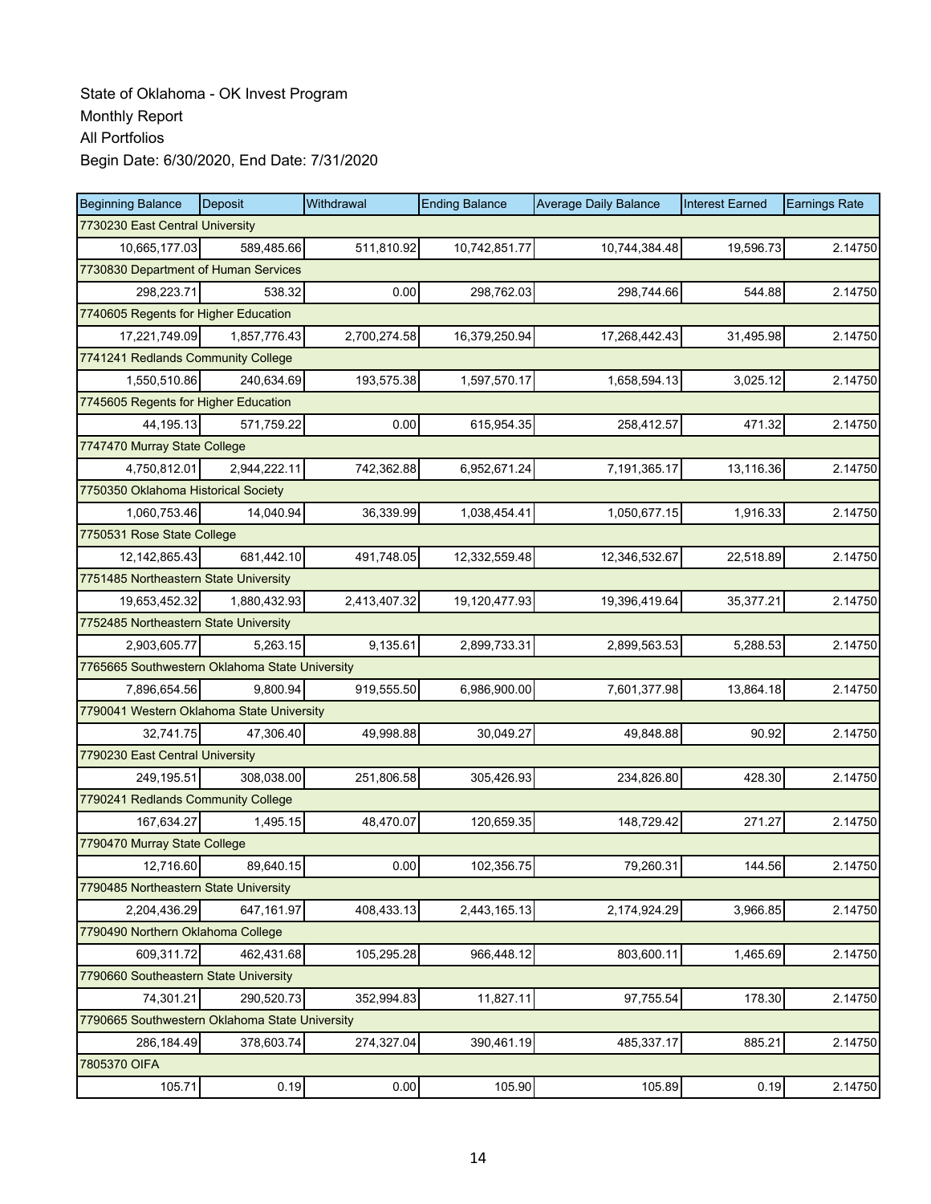State of Oklahoma - OK Invest Program
Monthly Report
All Portfolios
Begin Date: 6/30/2020, End Date: 7/31/2020

| Beginning Balance | Deposit | Withdrawal | Ending Balance | Average Daily Balance | Interest Earned | Earnings Rate |
|---|---|---|---|---|---|---|
| 7730230 East Central University | | | | | | |
| 10,665,177.03 | 589,485.66 | 511,810.92 | 10,742,851.77 | 10,744,384.48 | 19,596.73 | 2.14750 |
| 7730830 Department of Human Services | | | | | | |
| 298,223.71 | 538.32 | 0.00 | 298,762.03 | 298,744.66 | 544.88 | 2.14750 |
| 7740605 Regents for Higher Education | | | | | | |
| 17,221,749.09 | 1,857,776.43 | 2,700,274.58 | 16,379,250.94 | 17,268,442.43 | 31,495.98 | 2.14750 |
| 7741241 Redlands Community College | | | | | | |
| 1,550,510.86 | 240,634.69 | 193,575.38 | 1,597,570.17 | 1,658,594.13 | 3,025.12 | 2.14750 |
| 7745605 Regents for Higher Education | | | | | | |
| 44,195.13 | 571,759.22 | 0.00 | 615,954.35 | 258,412.57 | 471.32 | 2.14750 |
| 7747470 Murray State College | | | | | | |
| 4,750,812.01 | 2,944,222.11 | 742,362.88 | 6,952,671.24 | 7,191,365.17 | 13,116.36 | 2.14750 |
| 7750350 Oklahoma Historical Society | | | | | | |
| 1,060,753.46 | 14,040.94 | 36,339.99 | 1,038,454.41 | 1,050,677.15 | 1,916.33 | 2.14750 |
| 7750531 Rose State College | | | | | | |
| 12,142,865.43 | 681,442.10 | 491,748.05 | 12,332,559.48 | 12,346,532.67 | 22,518.89 | 2.14750 |
| 7751485 Northeastern State University | | | | | | |
| 19,653,452.32 | 1,880,432.93 | 2,413,407.32 | 19,120,477.93 | 19,396,419.64 | 35,377.21 | 2.14750 |
| 7752485 Northeastern State University | | | | | | |
| 2,903,605.77 | 5,263.15 | 9,135.61 | 2,899,733.31 | 2,899,563.53 | 5,288.53 | 2.14750 |
| 7765665 Southwestern Oklahoma State University | | | | | | |
| 7,896,654.56 | 9,800.94 | 919,555.50 | 6,986,900.00 | 7,601,377.98 | 13,864.18 | 2.14750 |
| 7790041 Western Oklahoma State University | | | | | | |
| 32,741.75 | 47,306.40 | 49,998.88 | 30,049.27 | 49,848.88 | 90.92 | 2.14750 |
| 7790230 East Central University | | | | | | |
| 249,195.51 | 308,038.00 | 251,806.58 | 305,426.93 | 234,826.80 | 428.30 | 2.14750 |
| 7790241 Redlands Community College | | | | | | |
| 167,634.27 | 1,495.15 | 48,470.07 | 120,659.35 | 148,729.42 | 271.27 | 2.14750 |
| 7790470 Murray State College | | | | | | |
| 12,716.60 | 89,640.15 | 0.00 | 102,356.75 | 79,260.31 | 144.56 | 2.14750 |
| 7790485 Northeastern State University | | | | | | |
| 2,204,436.29 | 647,161.97 | 408,433.13 | 2,443,165.13 | 2,174,924.29 | 3,966.85 | 2.14750 |
| 7790490 Northern Oklahoma College | | | | | | |
| 609,311.72 | 462,431.68 | 105,295.28 | 966,448.12 | 803,600.11 | 1,465.69 | 2.14750 |
| 7790660 Southeastern State University | | | | | | |
| 74,301.21 | 290,520.73 | 352,994.83 | 11,827.11 | 97,755.54 | 178.30 | 2.14750 |
| 7790665 Southwestern Oklahoma State University | | | | | | |
| 286,184.49 | 378,603.74 | 274,327.04 | 390,461.19 | 485,337.17 | 885.21 | 2.14750 |
| 7805370 OIFA | | | | | | |
| 105.71 | 0.19 | 0.00 | 105.90 | 105.89 | 0.19 | 2.14750 |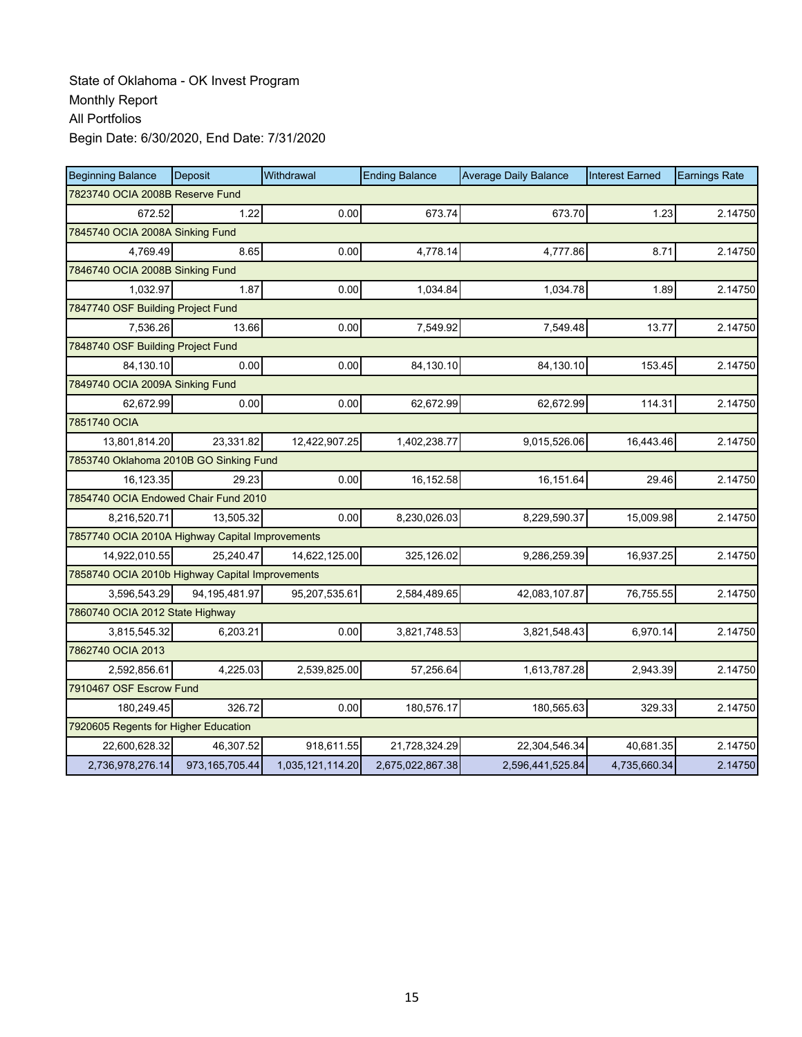State of Oklahoma - OK Invest Program
Monthly Report
All Portfolios
Begin Date: 6/30/2020, End Date: 7/31/2020

| Beginning Balance | Deposit | Withdrawal | Ending Balance | Average Daily Balance | Interest Earned | Earnings Rate |
|---|---|---|---|---|---|---|
| 7823740 OCIA 2008B Reserve Fund | | | | | | |
| 672.52 | 1.22 | 0.00 | 673.74 | 673.70 | 1.23 | 2.14750 |
| 7845740 OCIA 2008A Sinking Fund | | | | | | |
| 4,769.49 | 8.65 | 0.00 | 4,778.14 | 4,777.86 | 8.71 | 2.14750 |
| 7846740 OCIA 2008B Sinking Fund | | | | | | |
| 1,032.97 | 1.87 | 0.00 | 1,034.84 | 1,034.78 | 1.89 | 2.14750 |
| 7847740 OSF Building Project Fund | | | | | | |
| 7,536.26 | 13.66 | 0.00 | 7,549.92 | 7,549.48 | 13.77 | 2.14750 |
| 7848740 OSF Building Project Fund | | | | | | |
| 84,130.10 | 0.00 | 0.00 | 84,130.10 | 84,130.10 | 153.45 | 2.14750 |
| 7849740 OCIA 2009A Sinking Fund | | | | | | |
| 62,672.99 | 0.00 | 0.00 | 62,672.99 | 62,672.99 | 114.31 | 2.14750 |
| 7851740 OCIA | | | | | | |
| 13,801,814.20 | 23,331.82 | 12,422,907.25 | 1,402,238.77 | 9,015,526.06 | 16,443.46 | 2.14750 |
| 7853740 Oklahoma 2010B GO Sinking Fund | | | | | | |
| 16,123.35 | 29.23 | 0.00 | 16,152.58 | 16,151.64 | 29.46 | 2.14750 |
| 7854740 OCIA Endowed Chair Fund 2010 | | | | | | |
| 8,216,520.71 | 13,505.32 | 0.00 | 8,230,026.03 | 8,229,590.37 | 15,009.98 | 2.14750 |
| 7857740 OCIA 2010A Highway Capital Improvements | | | | | | |
| 14,922,010.55 | 25,240.47 | 14,622,125.00 | 325,126.02 | 9,286,259.39 | 16,937.25 | 2.14750 |
| 7858740 OCIA 2010b Highway Capital Improvements | | | | | | |
| 3,596,543.29 | 94,195,481.97 | 95,207,535.61 | 2,584,489.65 | 42,083,107.87 | 76,755.55 | 2.14750 |
| 7860740 OCIA 2012 State Highway | | | | | | |
| 3,815,545.32 | 6,203.21 | 0.00 | 3,821,748.53 | 3,821,548.43 | 6,970.14 | 2.14750 |
| 7862740 OCIA 2013 | | | | | | |
| 2,592,856.61 | 4,225.03 | 2,539,825.00 | 57,256.64 | 1,613,787.28 | 2,943.39 | 2.14750 |
| 7910467 OSF Escrow Fund | | | | | | |
| 180,249.45 | 326.72 | 0.00 | 180,576.17 | 180,565.63 | 329.33 | 2.14750 |
| 7920605 Regents for Higher Education | | | | | | |
| 22,600,628.32 | 46,307.52 | 918,611.55 | 21,728,324.29 | 22,304,546.34 | 40,681.35 | 2.14750 |
| 2,736,978,276.14 | 973,165,705.44 | 1,035,121,114.20 | 2,675,022,867.38 | 2,596,441,525.84 | 4,735,660.34 | 2.14750 |